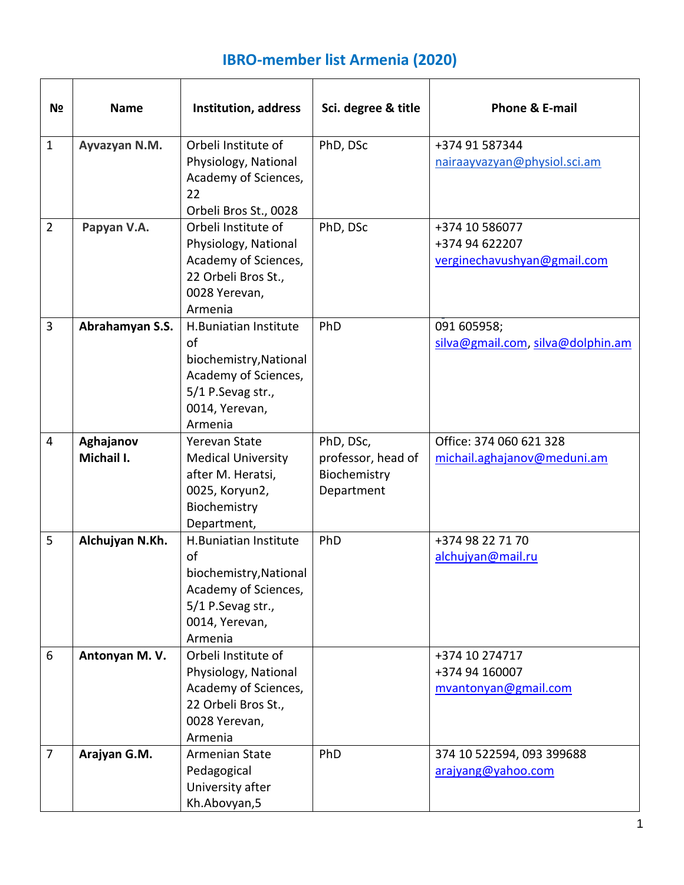# IBRO-member list Armenia (2020)

| № | Name | Institution, address | Sci. degree & title | Phone & E-mail |
|---|---|---|---|---|
| 1 | **Ayvazyan N.M.** | Orbeli Institute of Physiology, National Academy of Sciences, 22 Orbeli Bros St., 0028 | PhD, DSc | +374 91 587344 nairaayvazyan@physiol.sci.am |
| 2 | **Papyan V.A.** | Orbeli Institute of Physiology, National Academy of Sciences, 22 Orbeli Bros St., 0028 Yerevan, Armenia | PhD, DSc | +374 10 586077 +374 94 622207 verginechavushyan@gmail.com |
| 3 | **Abrahamyan S.S.** | H.Buniatian Institute of biochemistry,National Academy of Sciences, 5/1 P.Sevag str., 0014, Yerevan, Armenia | PhD | 091 605958; silva@gmail.com, silva@dolphin.am |
| 4 | **Aghajanov Michail I.** | Yerevan State Medical University after M. Heratsi, 0025, Koryun2, Biochemistry Department, | PhD, DSc, professor, head of Biochemistry Department | Office: 374 060 621 328 michail.aghajanov@meduni.am |
| 5 | **Alchujyan N.Kh.** | H.Buniatian Institute of biochemistry,National Academy of Sciences, 5/1 P.Sevag str., 0014, Yerevan, Armenia | PhD | +374 98 22 71 70 alchujyan@mail.ru |
| 6 | **Antonyan M. V.** | Orbeli Institute of Physiology, National Academy of Sciences, 22 Orbeli Bros St., 0028 Yerevan, Armenia | | +374 10 274717 +374 94 160007 mvantonyan@gmail.com |
| 7 | **Arajyan G.M.** | Armenian State Pedagogical University after Kh.Abovyan,5 | PhD | 374 10 522594, 093 399688 arajyang@yahoo.com |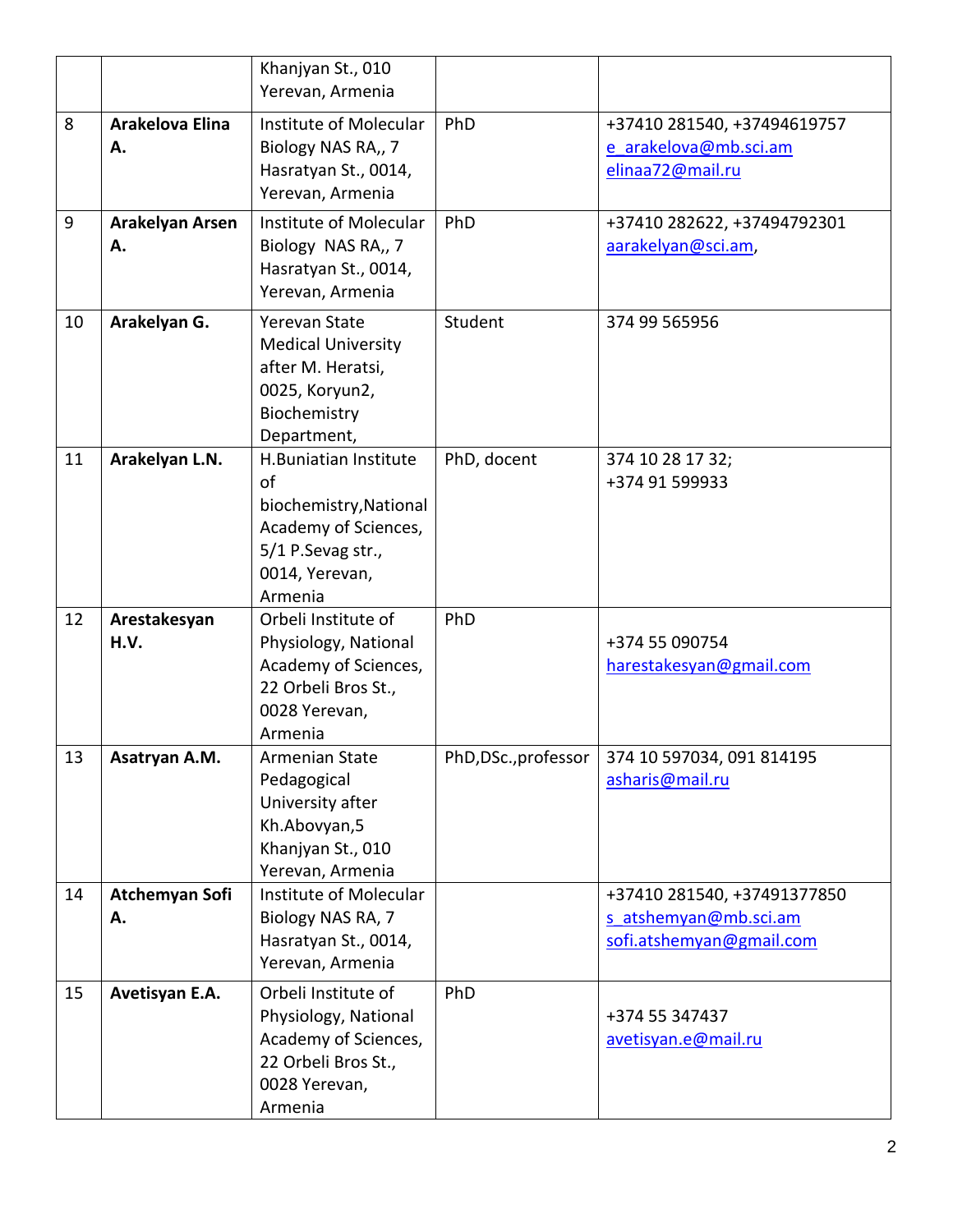| | | | | |
|---|---|---|---|---|
| | | Khanjyan St., 010 Yerevan, Armenia | | |
| 8 | **Arakelova Elina A.** | Institute of Molecular Biology NAS RA,, 7 Hasratyan St., 0014, Yerevan, Armenia | PhD | +37410 281540, +37494619757 e_arakelova@mb.sci.am elinaa72@mail.ru |
| 9 | **Arakelyan Arsen A.** | Institute of Molecular Biology NAS RA,, 7 Hasratyan St., 0014, Yerevan, Armenia | PhD | +37410 282622, +37494792301 aarakelyan@sci.am, |
| 10 | **Arakelyan G.** | Yerevan State Medical University after M. Heratsi, 0025, Koryun2, Biochemistry Department, | Student | 374 99 565956 |
| 11 | **Arakelyan L.N.** | H.Buniatian Institute of biochemistry,National Academy of Sciences, 5/1 P.Sevag str., 0014, Yerevan, Armenia | PhD, docent | 374 10 28 17 32; +374 91 599933 |
| 12 | **Arestakesyan H.V.** | Orbeli Institute of Physiology, National Academy of Sciences, 22 Orbeli Bros St., 0028 Yerevan, Armenia | PhD | +374 55 090754 harestakesyan@gmail.com |
| 13 | **Asatryan A.M.** | Armenian State Pedagogical University after Kh.Abovyan,5 Khanjyan St., 010 Yerevan, Armenia | PhD,DSc.,professor | 374 10 597034, 091 814195 asharis@mail.ru |
| 14 | **Atchemyan Sofi A.** | Institute of Molecular Biology NAS RA, 7 Hasratyan St., 0014, Yerevan, Armenia | | +37410 281540, +37491377850 s_atshemyan@mb.sci.am sofi.atshemyan@gmail.com |
| 15 | **Avetisyan E.A.** | Orbeli Institute of Physiology, National Academy of Sciences, 22 Orbeli Bros St., 0028 Yerevan, Armenia | PhD | +374 55 347437 avetisyan.e@mail.ru |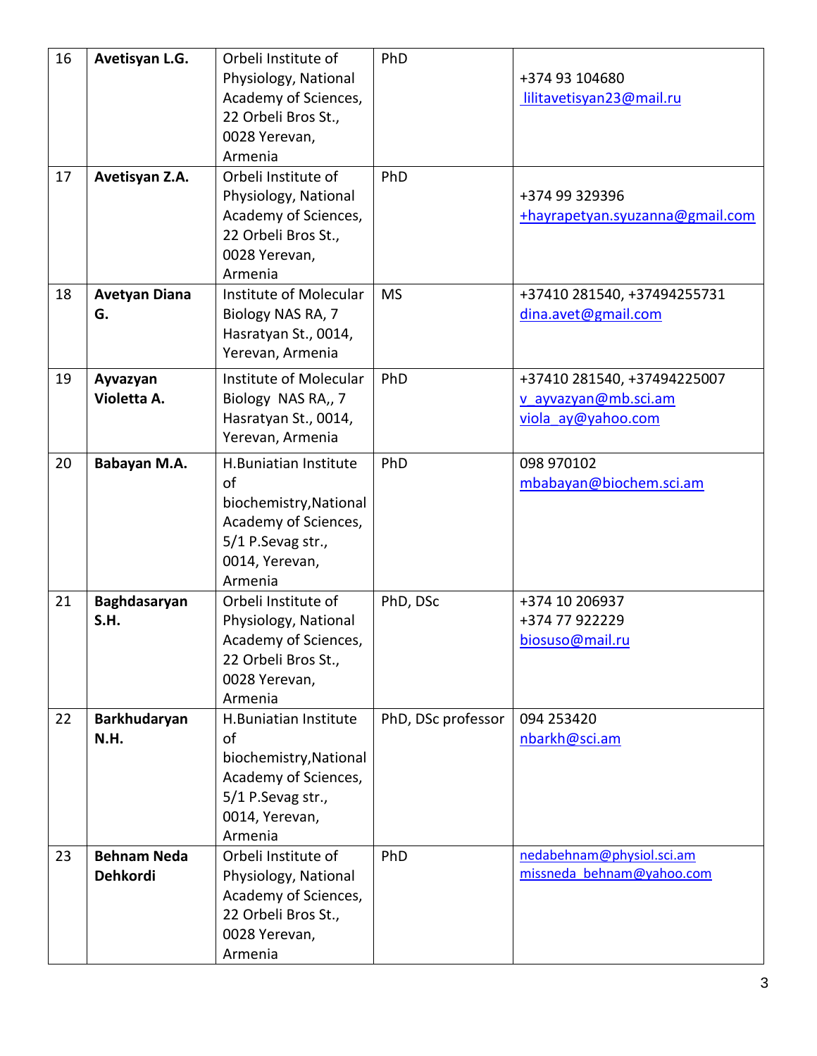| 16 | **Avetisyan L.G.** | Orbeli Institute of Physiology, National Academy of Sciences, 22 Orbeli Bros St., 0028 Yerevan, Armenia | PhD | +374 93 104680 lilitavetisyan23@mail.ru |
|---|---|---|---|---|
| 17 | **Avetisyan Z.A.** | Orbeli Institute of Physiology, National Academy of Sciences, 22 Orbeli Bros St., 0028 Yerevan, Armenia | PhD | +374 99 329396 +hayrapetyan.syuzanna@gmail.com |
| 18 | **Avetyan Diana G.** | Institute of Molecular Biology NAS RA, 7 Hasratyan St., 0014, Yerevan, Armenia | MS | +37410 281540, +37494255731 dina.avet@gmail.com |
| 19 | **Ayvazyan Violetta A.** | Institute of Molecular Biology NAS RA,, 7 Hasratyan St., 0014, Yerevan, Armenia | PhD | +37410 281540, +37494225007 v_ayvazyan@mb.sci.am viola_ay@yahoo.com |
| 20 | **Babayan M.A.** | H.Buniatian Institute of biochemistry,National Academy of Sciences, 5/1 P.Sevag str., 0014, Yerevan, Armenia | PhD | 098 970102 mbabayan@biochem.sci.am |
| 21 | **Baghdasaryan S.H.** | Orbeli Institute of Physiology, National Academy of Sciences, 22 Orbeli Bros St., 0028 Yerevan, Armenia | PhD, DSc | +374 10 206937 +374 77 922229 biosuso@mail.ru |
| 22 | **Barkhudaryan N.H.** | H.Buniatian Institute of biochemistry,National Academy of Sciences, 5/1 P.Sevag str., 0014, Yerevan, Armenia | PhD, DSc professor | 094 253420 nbarkh@sci.am |
| 23 | **Behnam Neda Dehkordi** | Orbeli Institute of Physiology, National Academy of Sciences, 22 Orbeli Bros St., 0028 Yerevan, Armenia | PhD | nedabehnam@physiol.sci.am missneda_behnam@yahoo.com |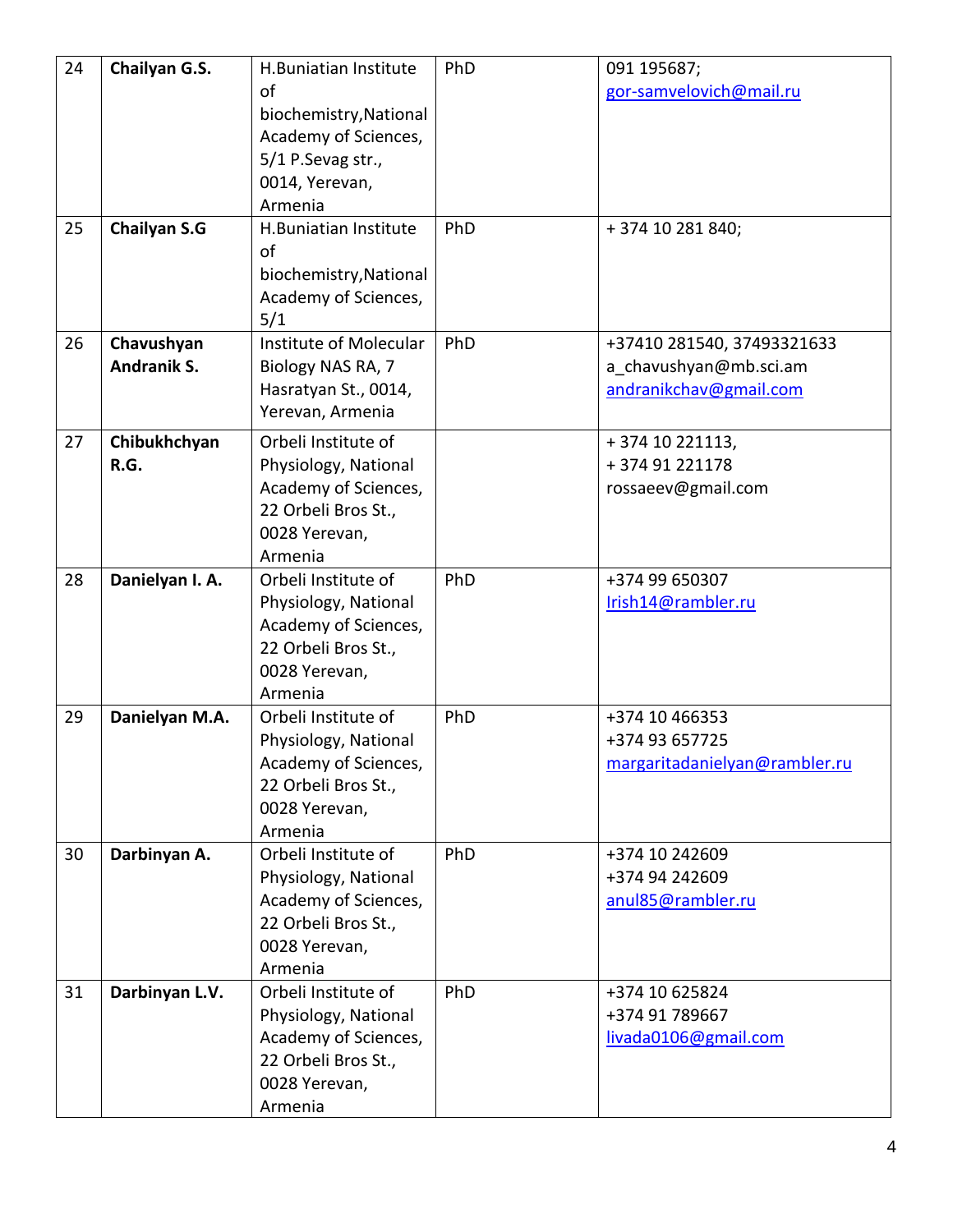| 24 | **Chailyan G.S.** | H.Buniatian Institute of biochemistry,National Academy of Sciences, 5/1 P.Sevag str., 0014, Yerevan, Armenia | PhD | 091 195687; gor-samvelovich@mail.ru |
|---|---|---|---|---|
| 25 | **Chailyan S.G** | H.Buniatian Institute of biochemistry,National Academy of Sciences, 5/1 | PhD | + 374 10 281 840; |
| 26 | **Chavushyan Andranik S.** | Institute of Molecular Biology NAS RA, 7 Hasratyan St., 0014, Yerevan, Armenia | PhD | +37410 281540, 37493321633 a_chavushyan@mb.sci.am andranikchav@gmail.com |
| 27 | **Chibukhchyan R.G.** | Orbeli Institute of Physiology, National Academy of Sciences, 22 Orbeli Bros St., 0028 Yerevan, Armenia | | + 374 10 221113, + 374 91 221178 rossaeev@gmail.com |
| 28 | **Danielyan I. A.** | Orbeli Institute of Physiology, National Academy of Sciences, 22 Orbeli Bros St., 0028 Yerevan, Armenia | PhD | +374 99 650307 Irish14@rambler.ru |
| 29 | **Danielyan M.A.** | Orbeli Institute of Physiology, National Academy of Sciences, 22 Orbeli Bros St., 0028 Yerevan, Armenia | PhD | +374 10 466353 +374 93 657725 margaritadanielyan@rambler.ru |
| 30 | **Darbinyan A.** | Orbeli Institute of Physiology, National Academy of Sciences, 22 Orbeli Bros St., 0028 Yerevan, Armenia | PhD | +374 10 242609 +374 94 242609 anul85@rambler.ru |
| 31 | **Darbinyan L.V.** | Orbeli Institute of Physiology, National Academy of Sciences, 22 Orbeli Bros St., 0028 Yerevan, Armenia | PhD | +374 10 625824 +374 91 789667 livada0106@gmail.com |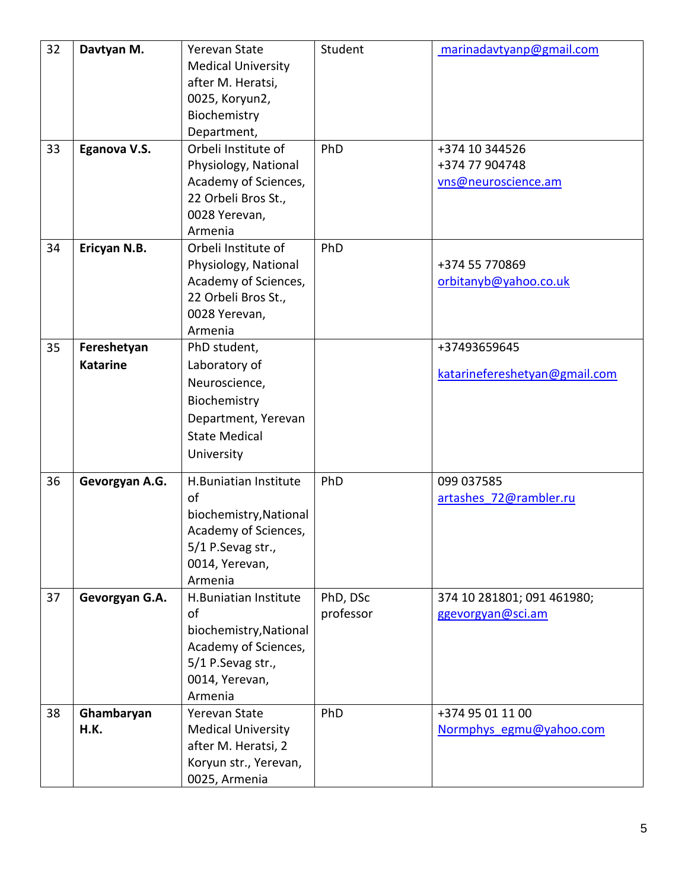| 32 | **Davtyan M.** | Yerevan State Medical University after M. Heratsi, 0025, Koryun2, Biochemistry Department, | Student | marinadavtyanp@gmail.com |
|---|---|---|---|---|
| 33 | **Eganova V.S.** | Orbeli Institute of Physiology, National Academy of Sciences, 22 Orbeli Bros St., 0028 Yerevan, Armenia | PhD | +374 10 344526<br>+374 77 904748<br>vns@neuroscience.am |
| 34 | **Ericyan N.B.** | Orbeli Institute of Physiology, National Academy of Sciences, 22 Orbeli Bros St., 0028 Yerevan, Armenia | PhD | +374 55 770869<br>orbitanyb@yahoo.co.uk |
| 35 | **Fereshetyan Katarine** | PhD student, Laboratory of Neuroscience, Biochemistry Department, Yerevan State Medical University | | +37493659645<br>katarinefereshetyan@gmail.com |
| 36 | **Gevorgyan A.G.** | H.Buniatian Institute of biochemistry,National Academy of Sciences, 5/1 P.Sevag str., 0014, Yerevan, Armenia | PhD | 099 037585<br>artashes_72@rambler.ru |
| 37 | **Gevorgyan G.A.** | H.Buniatian Institute of biochemistry,National Academy of Sciences, 5/1 P.Sevag str., 0014, Yerevan, Armenia | PhD, DSc professor | 374 10 281801; 091 461980;<br>ggevorgyan@sci.am |
| 38 | **Ghambaryan H.K.** | Yerevan State Medical University after M. Heratsi, 2 Koryun str., Yerevan, 0025, Armenia | PhD | +374 95 01 11 00<br>Normphys_egmu@yahoo.com |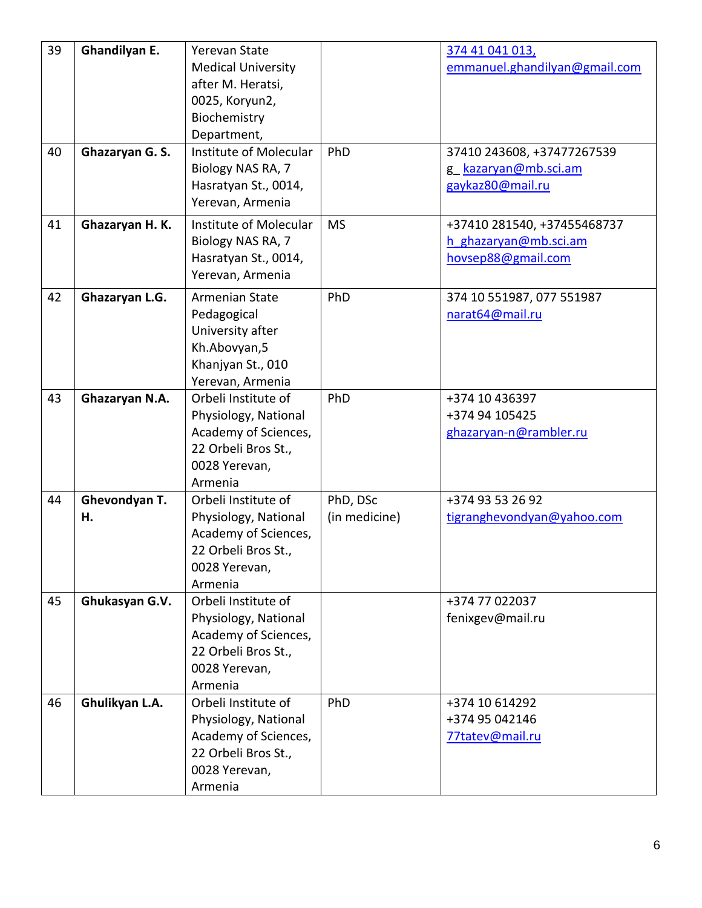| 39 | **Ghandilyan E.** | Yerevan State Medical University after M. Heratsi, 0025, Koryun2, Biochemistry Department, | | 374 41 041 013, emmanuel.ghandilyan@gmail.com |
|---|---|---|---|---|
| 40 | **Ghazaryan G. S.** | Institute of Molecular Biology NAS RA, 7 Hasratyan St., 0014, Yerevan, Armenia | PhD | 37410 243608, +37477267539 g_ kazaryan@mb.sci.am gaykaz80@mail.ru |
| 41 | **Ghazaryan H. K.** | Institute of Molecular Biology NAS RA, 7 Hasratyan St., 0014, Yerevan, Armenia | MS | +37410 281540, +37455468737 h_ghazaryan@mb.sci.am hovsep88@gmail.com |
| 42 | **Ghazaryan L.G.** | Armenian State Pedagogical University after Kh.Abovyan,5 Khanjyan St., 010 Yerevan, Armenia | PhD | 374 10 551987, 077 551987 narat64@mail.ru |
| 43 | **Ghazaryan N.A.** | Orbeli Institute of Physiology, National Academy of Sciences, 22 Orbeli Bros St., 0028 Yerevan, Armenia | PhD | +374 10 436397 +374 94 105425 ghazaryan-n@rambler.ru |
| 44 | **Ghevondyan T. H.** | Orbeli Institute of Physiology, National Academy of Sciences, 22 Orbeli Bros St., 0028 Yerevan, Armenia | PhD, DSc (in medicine) | +374 93 53 26 92 tigranghevondyan@yahoo.com |
| 45 | **Ghukasyan G.V.** | Orbeli Institute of Physiology, National Academy of Sciences, 22 Orbeli Bros St., 0028 Yerevan, Armenia | | +374 77 022037 fenixgev@mail.ru |
| 46 | **Ghulikyan L.A.** | Orbeli Institute of Physiology, National Academy of Sciences, 22 Orbeli Bros St., 0028 Yerevan, Armenia | PhD | +374 10 614292 +374 95 042146 77tatev@mail.ru |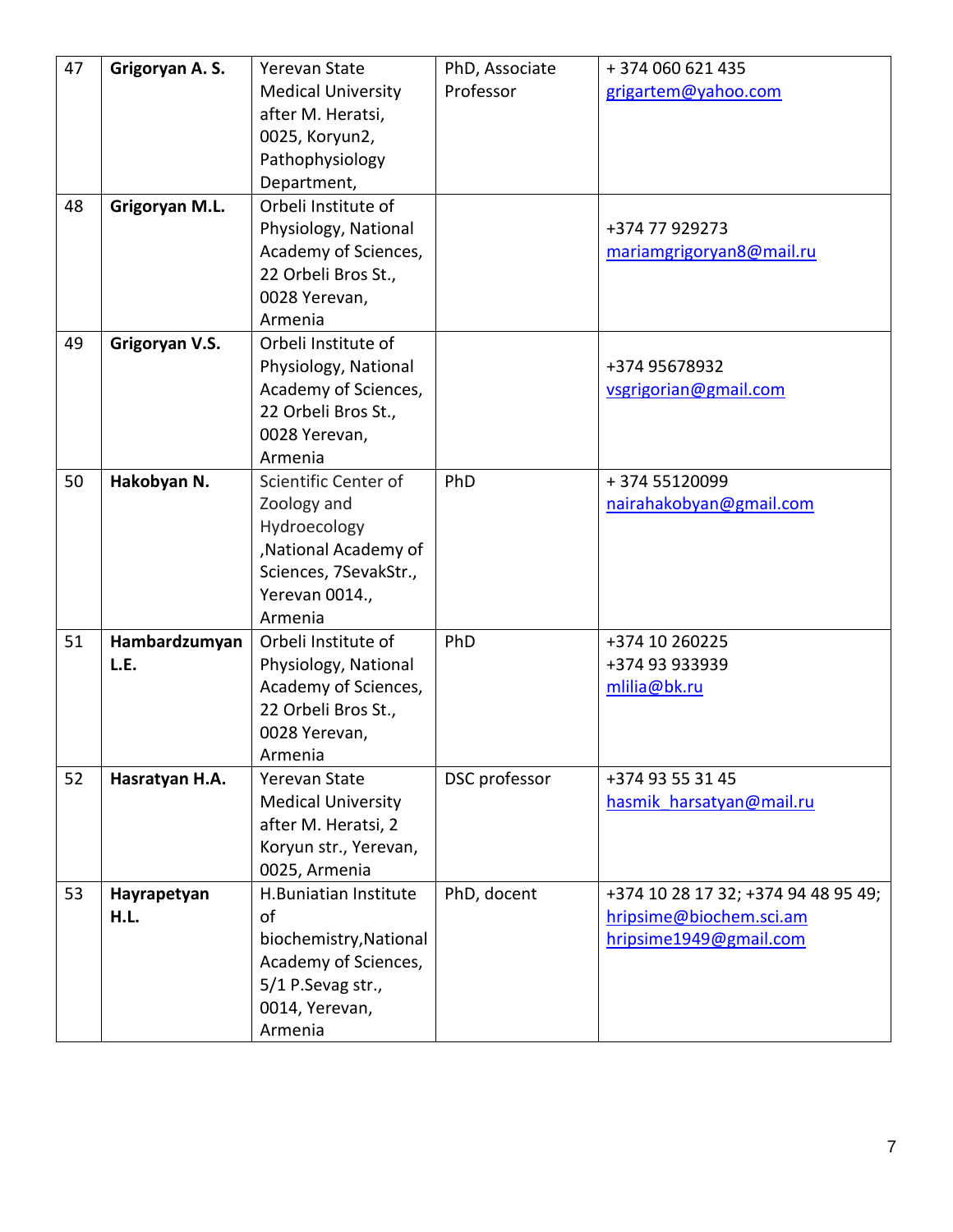| 47 | **Grigoryan A. S.** | Yerevan State Medical University after M. Heratsi, 0025, Koryun2, Pathophysiology Department, | PhD, Associate Professor | + 374 060 621 435 grigartem@yahoo.com |
|---|---|---|---|---|
| 48 | **Grigoryan M.L.** | Orbeli Institute of Physiology, National Academy of Sciences, 22 Orbeli Bros St., 0028 Yerevan, Armenia | | +374 77 929273 mariamgrigoryan8@mail.ru |
| 49 | **Grigoryan V.S.** | Orbeli Institute of Physiology, National Academy of Sciences, 22 Orbeli Bros St., 0028 Yerevan, Armenia | | +374 95678932 vsgrigorian@gmail.com |
| 50 | **Hakobyan N.** | Scientific Center of Zoology and Hydroecology ,National Academy of Sciences, 7SevakStr., Yerevan 0014., Armenia | PhD | + 374 55120099 nairahakobyan@gmail.com |
| 51 | **Hambardzumyan L.E.** | Orbeli Institute of Physiology, National Academy of Sciences, 22 Orbeli Bros St., 0028 Yerevan, Armenia | PhD | +374 10 260225 +374 93 933939 mlilia@bk.ru |
| 52 | **Hasratyan H.A.** | Yerevan State Medical University after M. Heratsi, 2 Koryun str., Yerevan, 0025, Armenia | DSC professor | +374 93 55 31 45 hasmik_harsatyan@mail.ru |
| 53 | **Hayrapetyan H.L.** | H.Buniatian Institute of biochemistry,National Academy of Sciences, 5/1 P.Sevag str., 0014, Yerevan, Armenia | PhD, docent | +374 10 28 17 32; +374 94 48 95 49; hripsime@biochem.sci.am hripsime1949@gmail.com |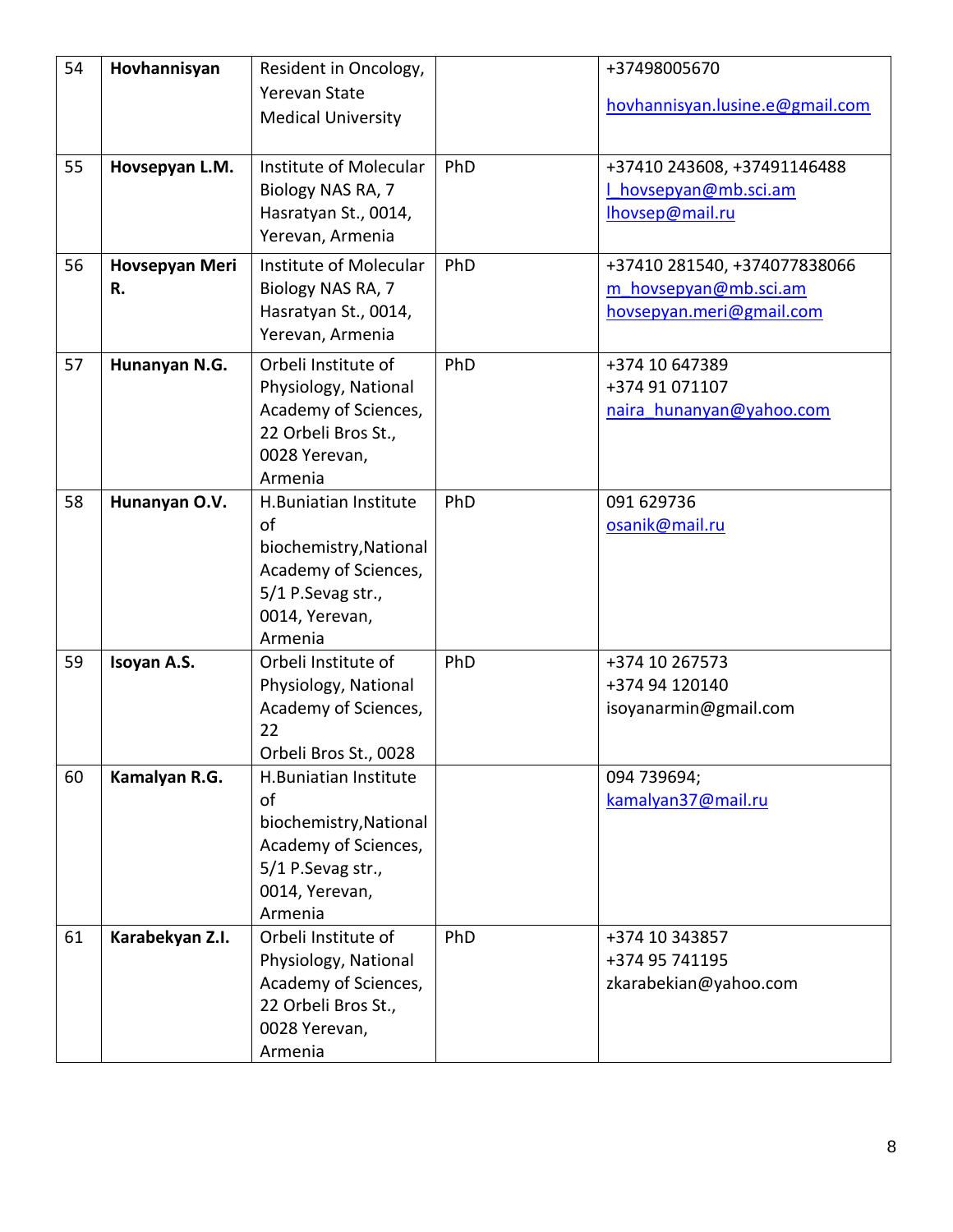| 54 | **Hovhannisyan** | Resident in Oncology, Yerevan State Medical University | | +37498005670<br>hovhannisyan.lusine.e@gmail.com |
|---|---|---|---|---|
| 55 | **Hovsepyan L.M.** | Institute of Molecular Biology NAS RA, 7 Hasratyan St., 0014, Yerevan, Armenia | PhD | +37410 243608, +37491146488<br>l_hovsepyan@mb.sci.am<br>lhovsep@mail.ru |
| 56 | **Hovsepyan Meri R.** | Institute of Molecular Biology NAS RA, 7 Hasratyan St., 0014, Yerevan, Armenia | PhD | +37410 281540, +374077838066<br>m_hovsepyan@mb.sci.am<br>hovsepyan.meri@gmail.com |
| 57 | **Hunanyan N.G.** | Orbeli Institute of Physiology, National Academy of Sciences, 22 Orbeli Bros St., 0028 Yerevan, Armenia | PhD | +374 10 647389<br>+374 91 071107<br>naira_hunanyan@yahoo.com |
| 58 | **Hunanyan O.V.** | H.Buniatian Institute of biochemistry,National Academy of Sciences, 5/1 P.Sevag str., 0014, Yerevan, Armenia | PhD | 091 629736<br>osanik@mail.ru |
| 59 | **Isoyan A.S.** | Orbeli Institute of Physiology, National Academy of Sciences, 22 Orbeli Bros St., 0028 | PhD | +374 10 267573<br>+374 94 120140<br>isoyanarmin@gmail.com |
| 60 | **Kamalyan R.G.** | H.Buniatian Institute of biochemistry,National Academy of Sciences, 5/1 P.Sevag str., 0014, Yerevan, Armenia | | 094 739694;<br>kamalyan37@mail.ru |
| 61 | **Karabekyan Z.I.** | Orbeli Institute of Physiology, National Academy of Sciences, 22 Orbeli Bros St., 0028 Yerevan, Armenia | PhD | +374 10 343857<br>+374 95 741195<br>zkarabekian@yahoo.com |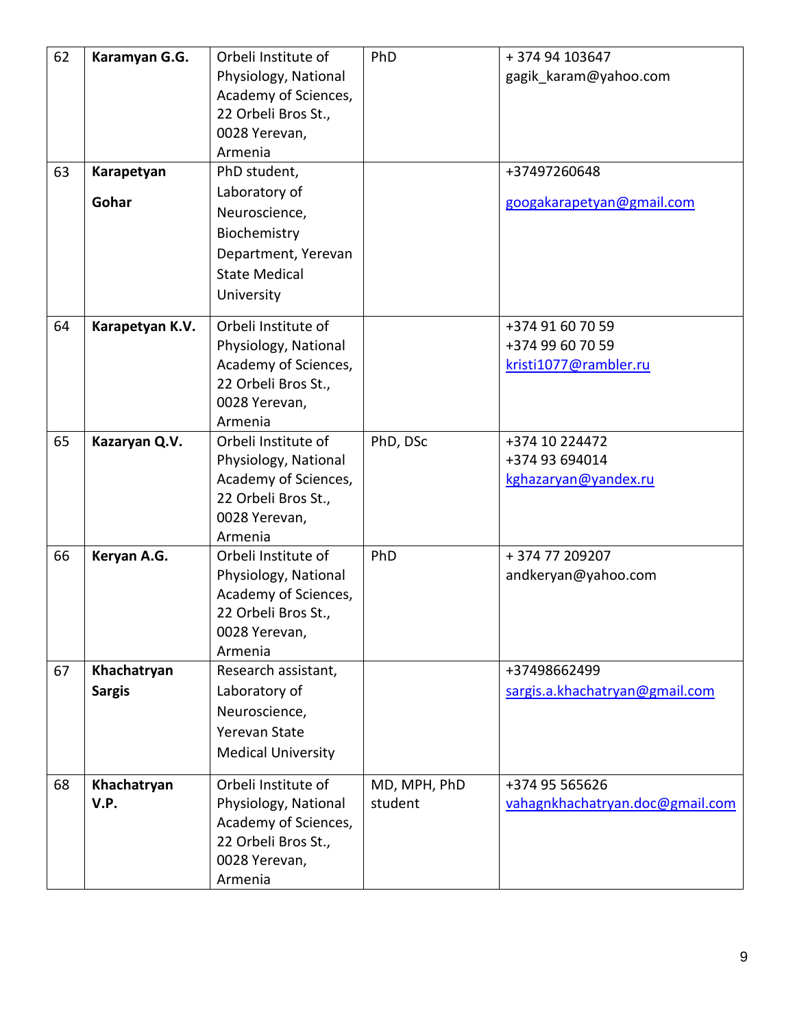| 62 | **Karamyan G.G.** | Orbeli Institute of Physiology, National Academy of Sciences, 22 Orbeli Bros St., 0028 Yerevan, Armenia | PhD | + 374 94 103647<br>gagik_karam@yahoo.com |
|---|---|---|---|---|
| 63 | **Karapetyan Gohar** | PhD student, Laboratory of Neuroscience, Biochemistry Department, Yerevan State Medical University | | +37497260648<br>googakarapetyan@gmail.com |
| 64 | **Karapetyan K.V.** | Orbeli Institute of Physiology, National Academy of Sciences, 22 Orbeli Bros St., 0028 Yerevan, Armenia | | +374 91 60 70 59<br>+374 99 60 70 59<br>kristi1077@rambler.ru |
| 65 | **Kazaryan Q.V.** | Orbeli Institute of Physiology, National Academy of Sciences, 22 Orbeli Bros St., 0028 Yerevan, Armenia | PhD, DSc | +374 10 224472<br>+374 93 694014<br>kghazaryan@yandex.ru |
| 66 | **Keryan A.G.** | Orbeli Institute of Physiology, National Academy of Sciences, 22 Orbeli Bros St., 0028 Yerevan, Armenia | PhD | + 374 77 209207<br>andkeryan@yahoo.com |
| 67 | **Khachatryan Sargis** | Research assistant, Laboratory of Neuroscience, Yerevan State Medical University | | +37498662499<br>sargis.a.khachatryan@gmail.com |
| 68 | **Khachatryan V.P.** | Orbeli Institute of Physiology, National Academy of Sciences, 22 Orbeli Bros St., 0028 Yerevan, Armenia | MD, MPH, PhD student | +374 95 565626<br>vahagnkhachatryan.doc@gmail.com |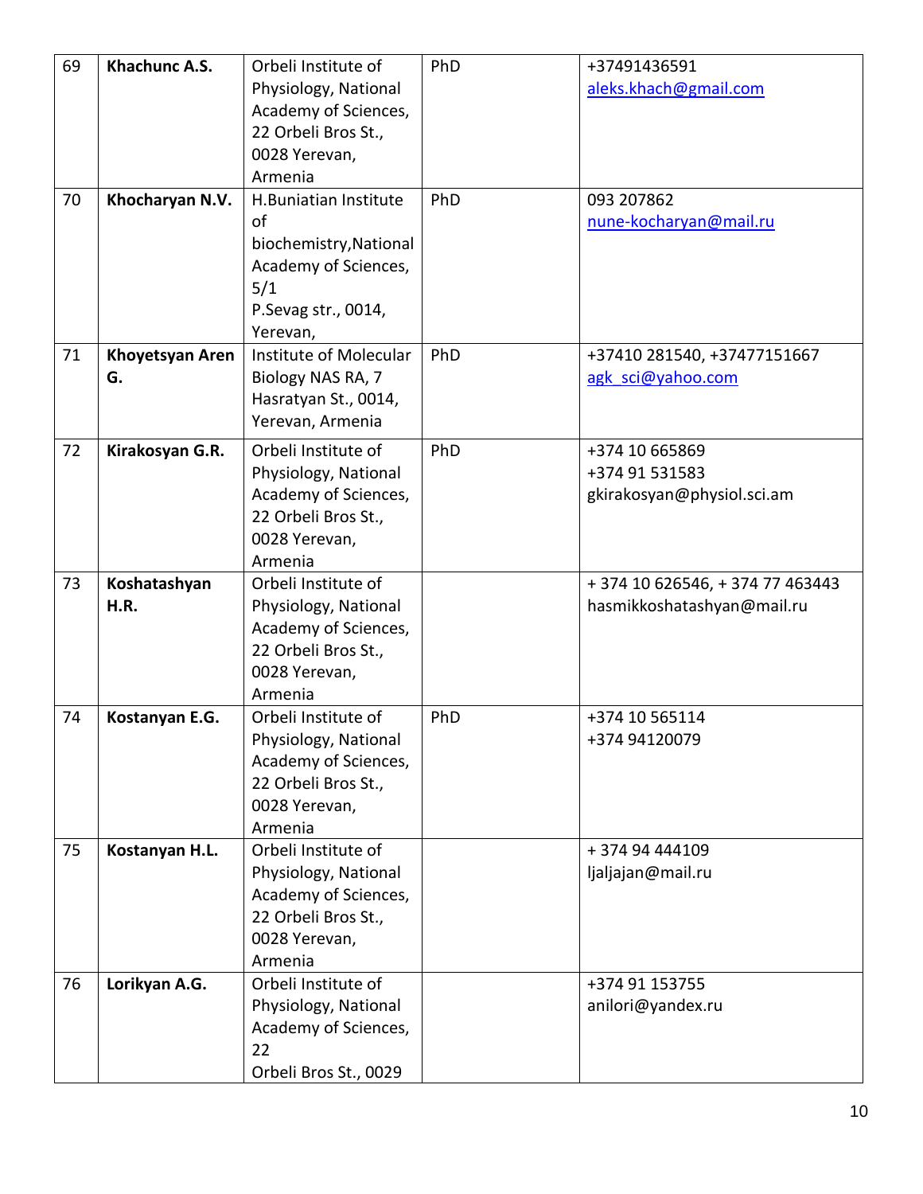| 69 | **Khachunc A.S.** | Orbeli Institute of Physiology, National Academy of Sciences, 22 Orbeli Bros St., 0028 Yerevan, Armenia | PhD | +37491436591 aleks.khach@gmail.com |
|---|---|---|---|---|
| 70 | **Khocharyan N.V.** | H.Buniatian Institute of biochemistry,National Academy of Sciences, 5/1 P.Sevag str., 0014, Yerevan, | PhD | 093 207862 nune-kocharyan@mail.ru |
| 71 | **Khoyetsyan Aren G.** | Institute of Molecular Biology NAS RA, 7 Hasratyan St., 0014, Yerevan, Armenia | PhD | +37410 281540, +37477151667 agk_sci@yahoo.com |
| 72 | **Kirakosyan G.R.** | Orbeli Institute of Physiology, National Academy of Sciences, 22 Orbeli Bros St., 0028 Yerevan, Armenia | PhD | +374 10 665869 +374 91 531583 gkirakosyan@physiol.sci.am |
| 73 | **Koshatashyan H.R.** | Orbeli Institute of Physiology, National Academy of Sciences, 22 Orbeli Bros St., 0028 Yerevan, Armenia | | + 374 10 626546, + 374 77 463443 hasmikkoshatashyan@mail.ru |
| 74 | **Kostanyan E.G.** | Orbeli Institute of Physiology, National Academy of Sciences, 22 Orbeli Bros St., 0028 Yerevan, Armenia | PhD | +374 10 565114 +374 94120079 |
| 75 | **Kostanyan H.L.** | Orbeli Institute of Physiology, National Academy of Sciences, 22 Orbeli Bros St., 0028 Yerevan, Armenia | | + 374 94 444109 ljaljajan@mail.ru |
| 76 | **Lorikyan A.G.** | Orbeli Institute of Physiology, National Academy of Sciences, 22 Orbeli Bros St., 0029 | | +374 91 153755 anilori@yandex.ru |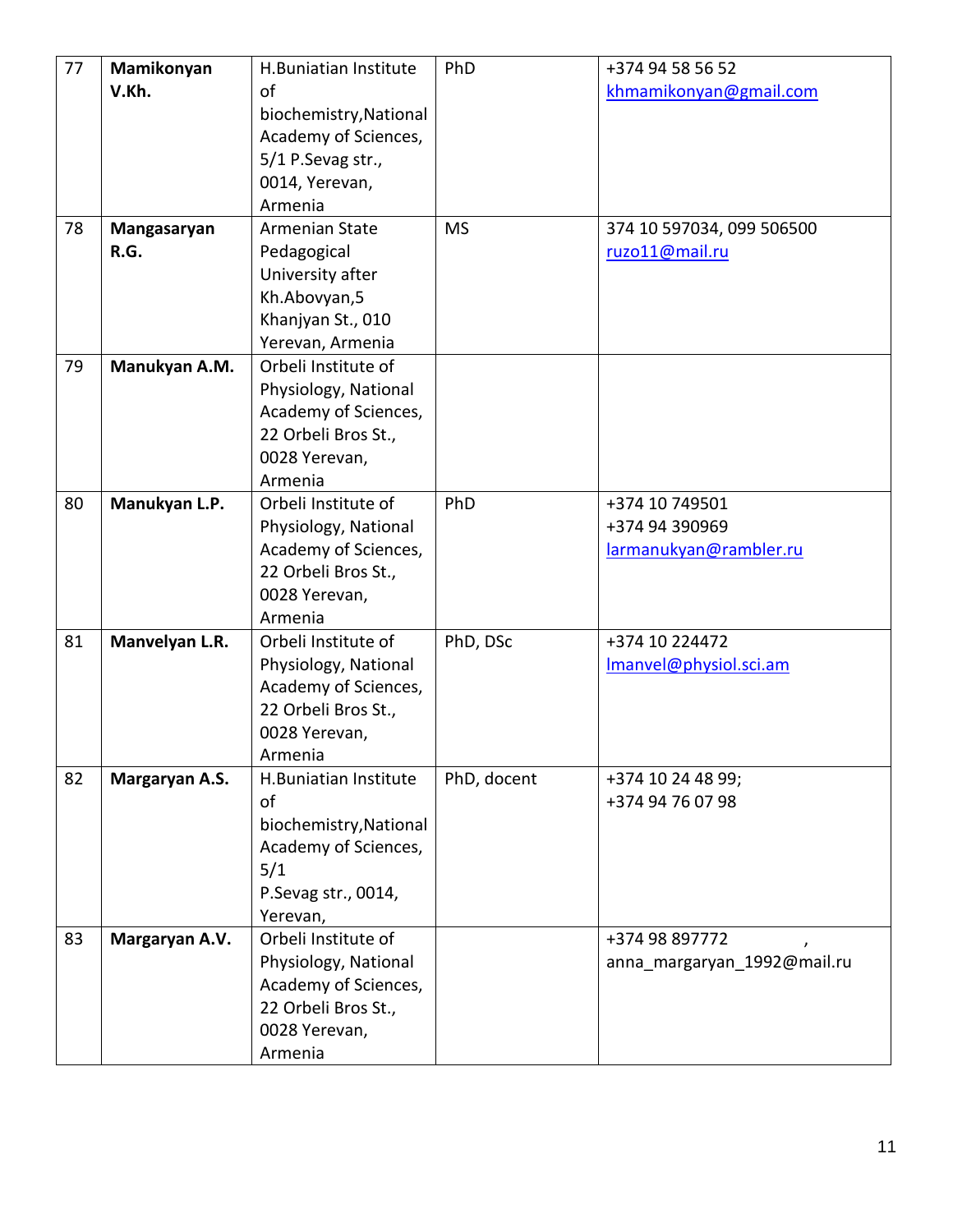| 77 | **Mamikonyan V.Kh.** | H.Buniatian Institute of biochemistry,National Academy of Sciences, 5/1 P.Sevag str., 0014, Yerevan, Armenia | PhD | +374 94 58 56 52 khmamikonyan@gmail.com |
|---|---|---|---|---|
| 78 | **Mangasaryan R.G.** | Armenian State Pedagogical University after Kh.Abovyan,5 Khanjyan St., 010 Yerevan, Armenia | MS | 374 10 597034, 099 506500 ruzo11@mail.ru |
| 79 | **Manukyan A.M.** | Orbeli Institute of Physiology, National Academy of Sciences, 22 Orbeli Bros St., 0028 Yerevan, Armenia | | |
| 80 | **Manukyan L.P.** | Orbeli Institute of Physiology, National Academy of Sciences, 22 Orbeli Bros St., 0028 Yerevan, Armenia | PhD | +374 10 749501 +374 94 390969 larmanukyan@rambler.ru |
| 81 | **Manvelyan L.R.** | Orbeli Institute of Physiology, National Academy of Sciences, 22 Orbeli Bros St., 0028 Yerevan, Armenia | PhD, DSc | +374 10 224472 lmanvel@physiol.sci.am |
| 82 | **Margaryan A.S.** | H.Buniatian Institute of biochemistry,National Academy of Sciences, 5/1 P.Sevag str., 0014, Yerevan, | PhD, docent | +374 10 24 48 99; +374 94 76 07 98 |
| 83 | **Margaryan A.V.** | Orbeli Institute of Physiology, National Academy of Sciences, 22 Orbeli Bros St., 0028 Yerevan, Armenia | | +374 98 897772 , anna_margaryan_1992@mail.ru |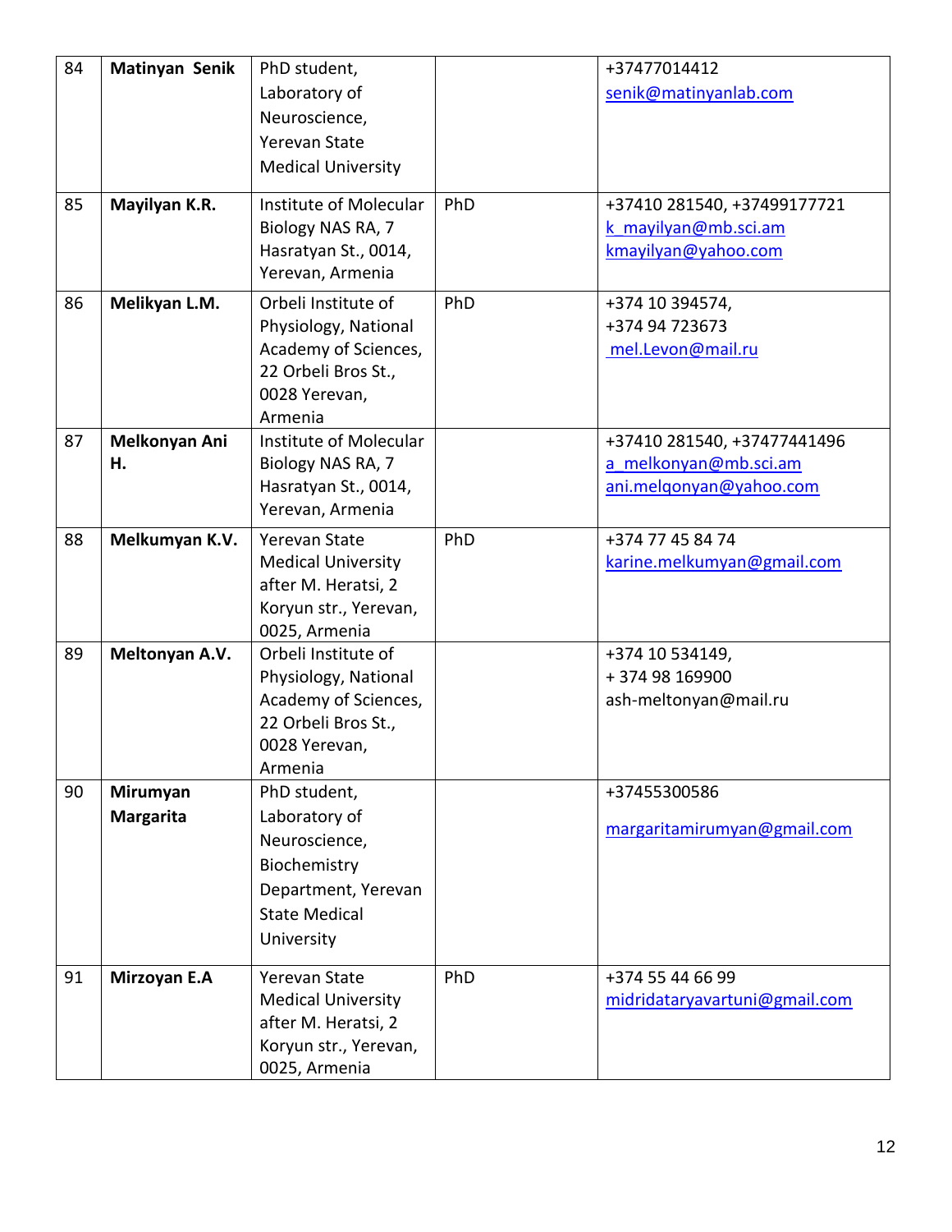| 84 | **Matinyan Senik** | PhD student, Laboratory of Neuroscience, Yerevan State Medical University | | +37477014412 senik@matinyanlab.com |
|---|---|---|---|---|
| 85 | **Mayilyan K.R.** | Institute of Molecular Biology NAS RA, 7 Hasratyan St., 0014, Yerevan, Armenia | PhD | +37410 281540, +37499177721 k_mayilyan@mb.sci.am kmayilyan@yahoo.com |
| 86 | **Melikyan L.M.** | Orbeli Institute of Physiology, National Academy of Sciences, 22 Orbeli Bros St., 0028 Yerevan, Armenia | PhD | +374 10 394574, +374 94 723673 mel.Levon@mail.ru |
| 87 | **Melkonyan Ani H.** | Institute of Molecular Biology NAS RA, 7 Hasratyan St., 0014, Yerevan, Armenia | | +37410 281540, +37477441496 a_melkonyan@mb.sci.am ani.melqonyan@yahoo.com |
| 88 | **Melkumyan K.V.** | Yerevan State Medical University after M. Heratsi, 2 Koryun str., Yerevan, 0025, Armenia | PhD | +374 77 45 84 74 karine.melkumyan@gmail.com |
| 89 | **Meltonyan A.V.** | Orbeli Institute of Physiology, National Academy of Sciences, 22 Orbeli Bros St., 0028 Yerevan, Armenia | | +374 10 534149, + 374 98 169900 ash-meltonyan@mail.ru |
| 90 | **Mirumyan Margarita** | PhD student, Laboratory of Neuroscience, Biochemistry Department, Yerevan State Medical University | | +37455300586 margaritamirumyan@gmail.com |
| 91 | **Mirzoyan E.A** | Yerevan State Medical University after M. Heratsi, 2 Koryun str., Yerevan, 0025, Armenia | PhD | +374 55 44 66 99 midridataryavartuni@gmail.com |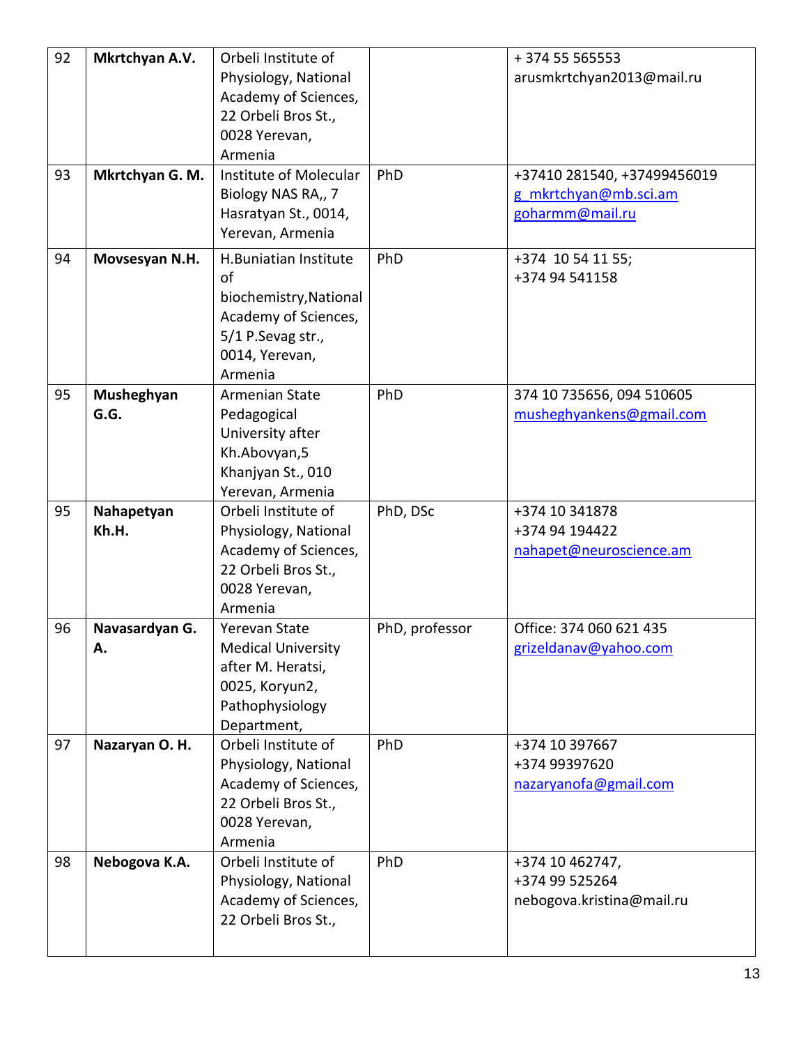| 92 | **Mkrtchyan A.V.** | Orbeli Institute of Physiology, National Academy of Sciences, 22 Orbeli Bros St., 0028 Yerevan, Armenia | | + 374 55 565553 arusmkrtchyan2013@mail.ru |
|---|---|---|---|---|
| 93 | **Mkrtchyan G. M.** | Institute of Molecular Biology NAS RA,, 7 Hasratyan St., 0014, Yerevan, Armenia | PhD | +37410 281540, +37499456019 g_mkrtchyan@mb.sci.am goharmm@mail.ru |
| 94 | **Movsesyan N.H.** | H.Buniatian Institute of biochemistry,National Academy of Sciences, 5/1 P.Sevag str., 0014, Yerevan, Armenia | PhD | +374 10 54 11 55; +374 94 541158 |
| 95 | **Musheghyan G.G.** | Armenian State Pedagogical University after Kh.Abovyan,5 Khanjyan St., 010 Yerevan, Armenia | PhD | 374 10 735656, 094 510605 musheghyankens@gmail.com |
| 95 | **Nahapetyan Kh.H.** | Orbeli Institute of Physiology, National Academy of Sciences, 22 Orbeli Bros St., 0028 Yerevan, Armenia | PhD, DSc | +374 10 341878 +374 94 194422 nahapet@neuroscience.am |
| 96 | **Navasardyan G. A.** | Yerevan State Medical University after M. Heratsi, 0025, Koryun2, Pathophysiology Department, | PhD, professor | Office: 374 060 621 435 grizeldanav@yahoo.com |
| 97 | **Nazaryan O. H.** | Orbeli Institute of Physiology, National Academy of Sciences, 22 Orbeli Bros St., 0028 Yerevan, Armenia | PhD | +374 10 397667 +374 99397620 nazaryanofa@gmail.com |
| 98 | **Nebogova K.A.** | Orbeli Institute of Physiology, National Academy of Sciences, 22 Orbeli Bros St., | PhD | +374 10 462747, +374 99 525264 nebogova.kristina@mail.ru |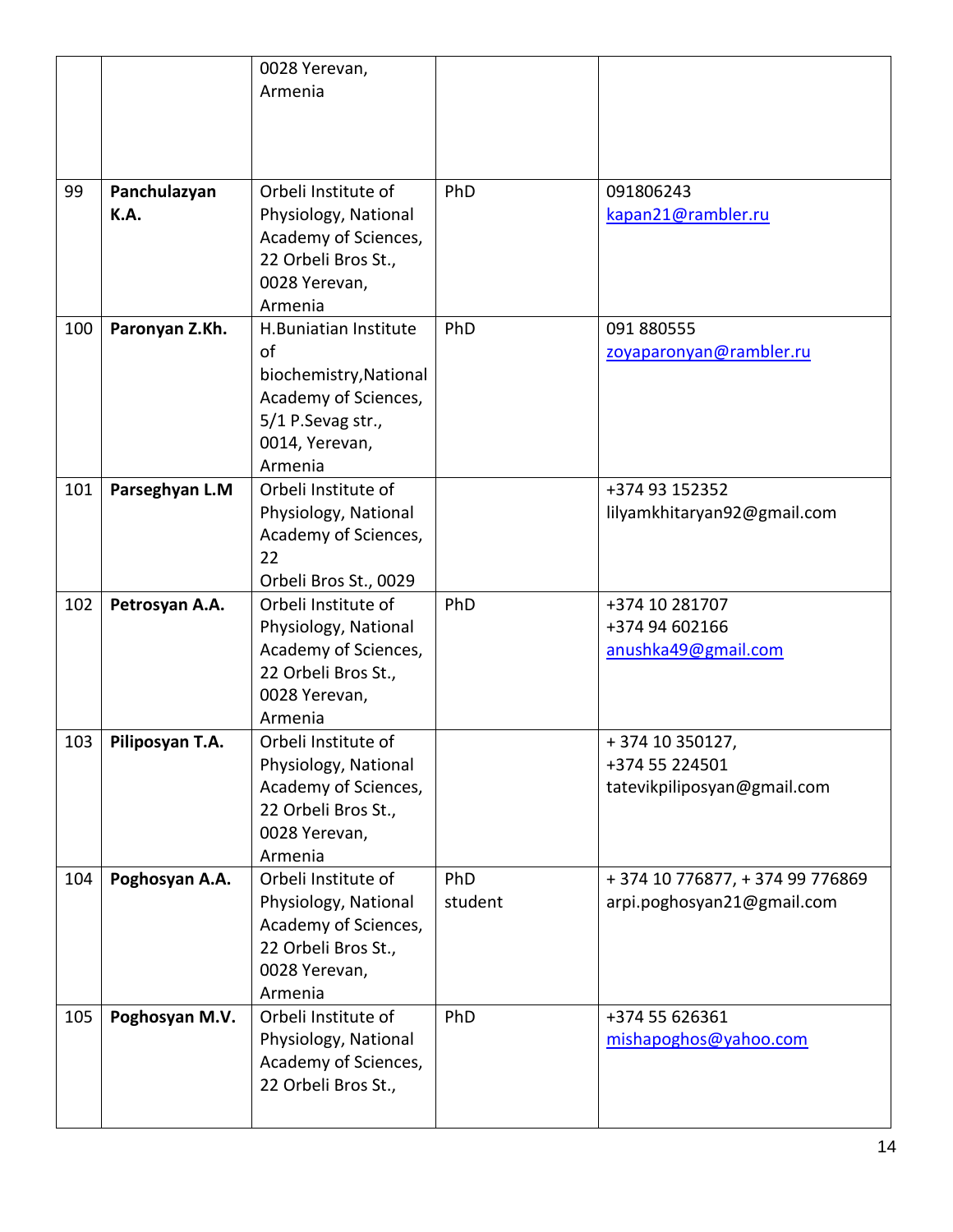| | | | | |
|---|---|---|---|---|
| | | 0028 Yerevan, Armenia | | |
| 99 | **Panchulazyan K.A.** | Orbeli Institute of Physiology, National Academy of Sciences, 22 Orbeli Bros St., 0028 Yerevan, Armenia | PhD | 091806243 kapan21@rambler.ru |
| 100 | **Paronyan Z.Kh.** | H.Buniatian Institute of biochemistry,National Academy of Sciences, 5/1 P.Sevag str., 0014, Yerevan, Armenia | PhD | 091 880555 zoyaparonyan@rambler.ru |
| 101 | **Parseghyan L.M** | Orbeli Institute of Physiology, National Academy of Sciences, 22 Orbeli Bros St., 0029 | | +374 93 152352 lilyamkhitaryan92@gmail.com |
| 102 | **Petrosyan A.A.** | Orbeli Institute of Physiology, National Academy of Sciences, 22 Orbeli Bros St., 0028 Yerevan, Armenia | PhD | +374 10 281707 +374 94 602166 anushka49@gmail.com |
| 103 | **Piliposyan T.A.** | Orbeli Institute of Physiology, National Academy of Sciences, 22 Orbeli Bros St., 0028 Yerevan, Armenia | | + 374 10 350127, +374 55 224501 tatevikpiliposyan@gmail.com |
| 104 | **Poghosyan A.A.** | Orbeli Institute of Physiology, National Academy of Sciences, 22 Orbeli Bros St., 0028 Yerevan, Armenia | PhD student | + 374 10 776877, + 374 99 776869 arpi.poghosyan21@gmail.com |
| 105 | **Poghosyan M.V.** | Orbeli Institute of Physiology, National Academy of Sciences, 22 Orbeli Bros St., | PhD | +374 55 626361 mishapoghos@yahoo.com |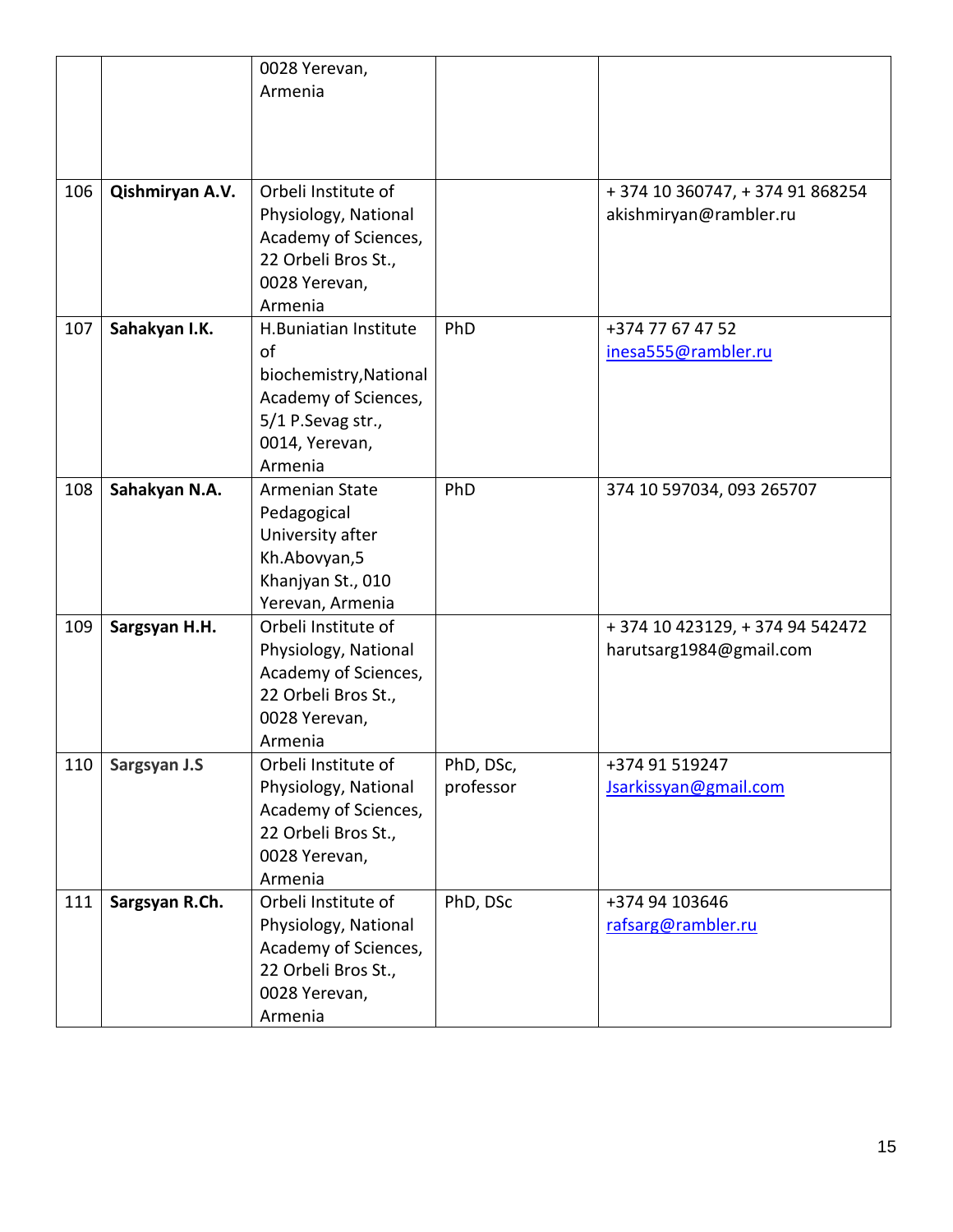| | | 0028 Yerevan, Armenia | | |
|---|---|---|---|---|
| 106 | **Qishmiryan A.V.** | Orbeli Institute of Physiology, National Academy of Sciences, 22 Orbeli Bros St., 0028 Yerevan, Armenia | | + 374 10 360747, + 374 91 868254 akishmiryan@rambler.ru |
| 107 | **Sahakyan I.K.** | H.Buniatian Institute of biochemistry,National Academy of Sciences, 5/1 P.Sevag str., 0014, Yerevan, Armenia | PhD | +374 77 67 47 52 inesa555@rambler.ru |
| 108 | **Sahakyan N.A.** | Armenian State Pedagogical University after Kh.Abovyan,5 Khanjyan St., 010 Yerevan, Armenia | PhD | 374 10 597034, 093 265707 |
| 109 | **Sargsyan H.H.** | Orbeli Institute of Physiology, National Academy of Sciences, 22 Orbeli Bros St., 0028 Yerevan, Armenia | | + 374 10 423129, + 374 94 542472 harutsarg1984@gmail.com |
| 110 | **Sargsyan J.S** | Orbeli Institute of Physiology, National Academy of Sciences, 22 Orbeli Bros St., 0028 Yerevan, Armenia | PhD, DSc, professor | +374 91 519247 Jsarkissyan@gmail.com |
| 111 | **Sargsyan R.Ch.** | Orbeli Institute of Physiology, National Academy of Sciences, 22 Orbeli Bros St., 0028 Yerevan, Armenia | PhD, DSc | +374 94 103646 rafsarg@rambler.ru |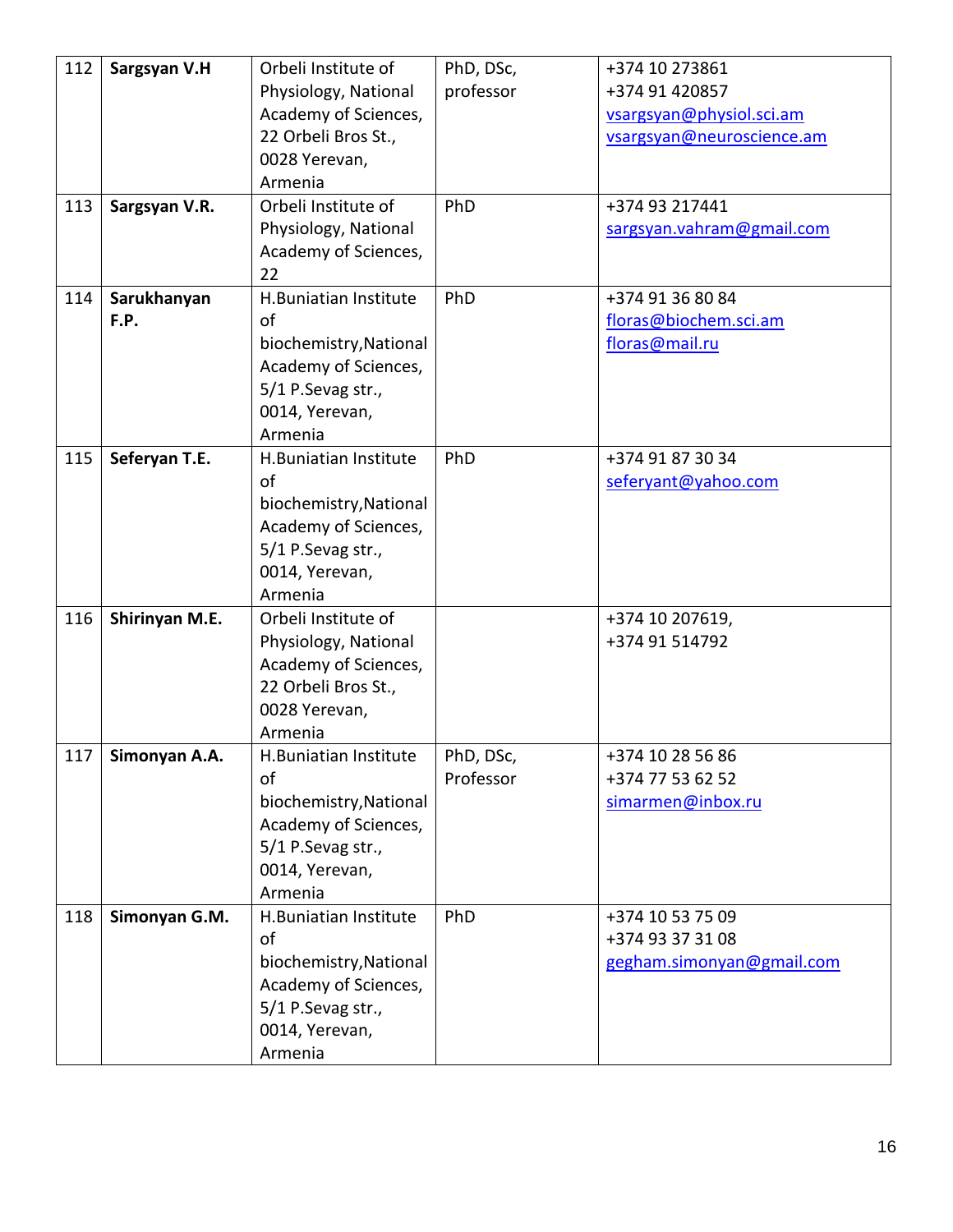| 112 | **Sargsyan V.H** | Orbeli Institute of Physiology, National Academy of Sciences, 22 Orbeli Bros St., 0028 Yerevan, Armenia | PhD, DSc, professor | +374 10 273861<br>+374 91 420857<br>vsargsyan@physiol.sci.am<br>vsargsyan@neuroscience.am |
|---|---|---|---|---|
| 113 | **Sargsyan V.R.** | Orbeli Institute of Physiology, National Academy of Sciences, 22 | PhD | +374 93 217441<br>sargsyan.vahram@gmail.com |
| 114 | **Sarukhanyan F.P.** | H.Buniatian Institute of biochemistry,National Academy of Sciences, 5/1 P.Sevag str., 0014, Yerevan, Armenia | PhD | +374 91 36 80 84<br>floras@biochem.sci.am<br>floras@mail.ru |
| 115 | **Seferyan T.E.** | H.Buniatian Institute of biochemistry,National Academy of Sciences, 5/1 P.Sevag str., 0014, Yerevan, Armenia | PhD | +374 91 87 30 34<br>seferyant@yahoo.com |
| 116 | **Shirinyan M.E.** | Orbeli Institute of Physiology, National Academy of Sciences, 22 Orbeli Bros St., 0028 Yerevan, Armenia | | +374 10 207619,<br>+374 91 514792 |
| 117 | **Simonyan A.A.** | H.Buniatian Institute of biochemistry,National Academy of Sciences, 5/1 P.Sevag str., 0014, Yerevan, Armenia | PhD, DSc, Professor | +374 10 28 56 86<br>+374 77 53 62 52<br>simarmen@inbox.ru |
| 118 | **Simonyan G.M.** | H.Buniatian Institute of biochemistry,National Academy of Sciences, 5/1 P.Sevag str., 0014, Yerevan, Armenia | PhD | +374 10 53 75 09<br>+374 93 37 31 08<br>gegham.simonyan@gmail.com |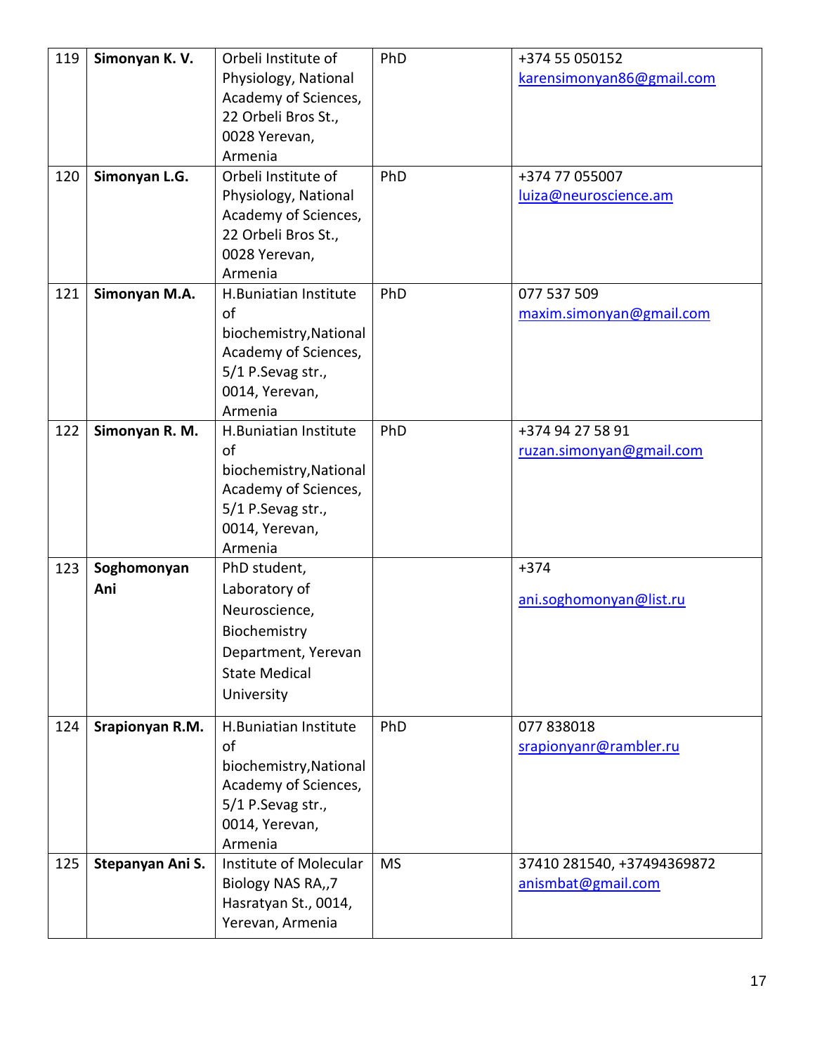| 119 | **Simonyan K. V.** | Orbeli Institute of Physiology, National Academy of Sciences, 22 Orbeli Bros St., 0028 Yerevan, Armenia | PhD | +374 55 050152 karensimonyan86@gmail.com |
|---|---|---|---|---|
| 120 | **Simonyan L.G.** | Orbeli Institute of Physiology, National Academy of Sciences, 22 Orbeli Bros St., 0028 Yerevan, Armenia | PhD | +374 77 055007 luiza@neuroscience.am |
| 121 | **Simonyan M.A.** | H.Buniatian Institute of biochemistry,National Academy of Sciences, 5/1 P.Sevag str., 0014, Yerevan, Armenia | PhD | 077 537 509 maxim.simonyan@gmail.com |
| 122 | **Simonyan R. M.** | H.Buniatian Institute of biochemistry,National Academy of Sciences, 5/1 P.Sevag str., 0014, Yerevan, Armenia | PhD | +374 94 27 58 91 ruzan.simonyan@gmail.com |
| 123 | **Soghomonyan Ani** | PhD student, Laboratory of Neuroscience, Biochemistry Department, Yerevan State Medical University | | +374 ani.soghomonyan@list.ru |
| 124 | **Srapionyan R.M.** | H.Buniatian Institute of biochemistry,National Academy of Sciences, 5/1 P.Sevag str., 0014, Yerevan, Armenia | PhD | 077 838018 srapionyanr@rambler.ru |
| 125 | **Stepanyan Ani S.** | Institute of Molecular Biology NAS RA,,7 Hasratyan St., 0014, Yerevan, Armenia | MS | 37410 281540, +37494369872 anismbat@gmail.com |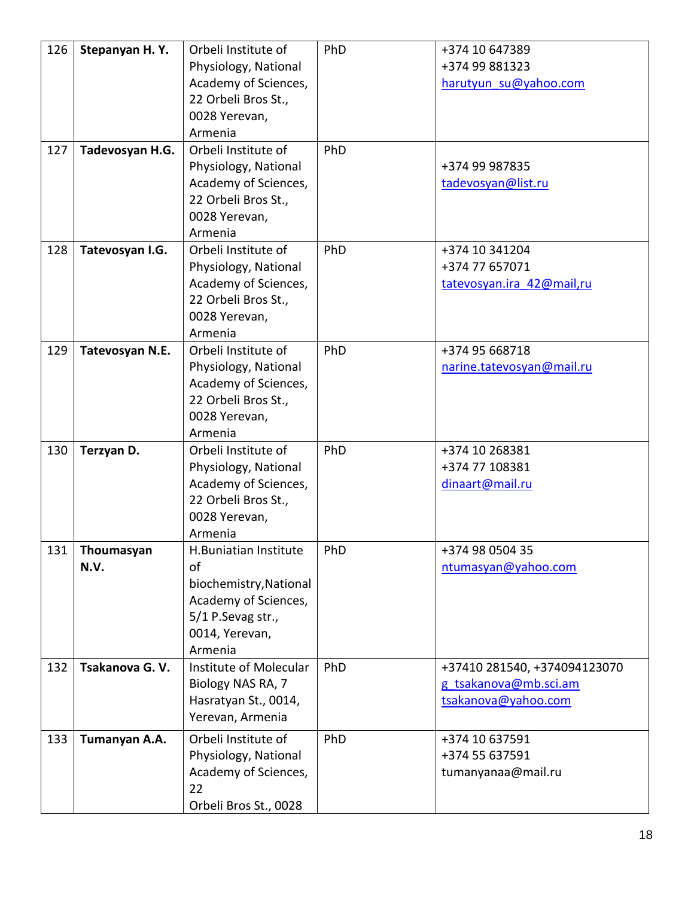| 126 | **Stepanyan H. Y.** | Orbeli Institute of Physiology, National Academy of Sciences, 22 Orbeli Bros St., 0028 Yerevan, Armenia | PhD | +374 10 647389<br>+374 99 881323<br>harutyun_su@yahoo.com |
|---|---|---|---|---|
| 127 | **Tadevosyan H.G.** | Orbeli Institute of Physiology, National Academy of Sciences, 22 Orbeli Bros St., 0028 Yerevan, Armenia | PhD | +374 99 987835<br>tadevosyan@list.ru |
| 128 | **Tatevosyan I.G.** | Orbeli Institute of Physiology, National Academy of Sciences, 22 Orbeli Bros St., 0028 Yerevan, Armenia | PhD | +374 10 341204<br>+374 77 657071<br>tatevosyan.ira_42@mail,ru |
| 129 | **Tatevosyan N.E.** | Orbeli Institute of Physiology, National Academy of Sciences, 22 Orbeli Bros St., 0028 Yerevan, Armenia | PhD | +374 95 668718<br>narine.tatevosyan@mail.ru |
| 130 | **Terzyan D.** | Orbeli Institute of Physiology, National Academy of Sciences, 22 Orbeli Bros St., 0028 Yerevan, Armenia | PhD | +374 10 268381<br>+374 77 108381<br>dinaart@mail.ru |
| 131 | **Thoumasyan N.V.** | H.Buniatian Institute of biochemistry,National Academy of Sciences, 5/1 P.Sevag str., 0014, Yerevan, Armenia | PhD | +374 98 0504 35<br>ntumasyan@yahoo.com |
| 132 | **Tsakanova G. V.** | Institute of Molecular Biology NAS RA, 7 Hasratyan St., 0014, Yerevan, Armenia | PhD | +37410 281540, +374094123070<br>g_tsakanova@mb.sci.am<br>tsakanova@yahoo.com |
| 133 | **Tumanyan A.A.** | Orbeli Institute of Physiology, National Academy of Sciences, 22 Orbeli Bros St., 0028 | PhD | +374 10 637591<br>+374 55 637591<br>tumanyanaa@mail.ru |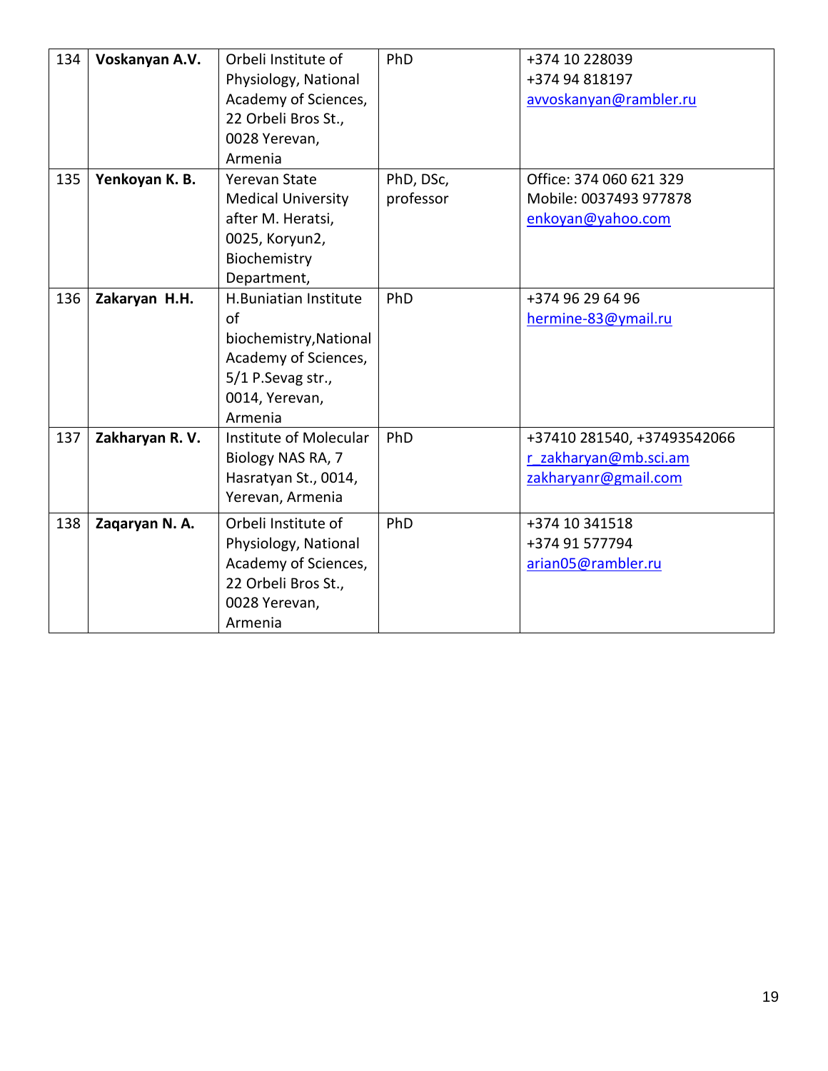| | | | | |
|---|---|---|---|---|
| 134 | **Voskanyan A.V.** | Orbeli Institute of Physiology, National Academy of Sciences, 22 Orbeli Bros St., 0028 Yerevan, Armenia | PhD | +374 10 228039<br>+374 94 818197<br>avvoskanyan@rambler.ru |
| 135 | **Yenkoyan K. B.** | Yerevan State Medical University after M. Heratsi, 0025, Koryun2, Biochemistry Department, | PhD, DSc, professor | Office: 374 060 621 329<br>Mobile: 0037493 977878<br>enkoyan@yahoo.com |
| 136 | **Zakaryan H.H.** | H.Buniatian Institute of biochemistry,National Academy of Sciences, 5/1 P.Sevag str., 0014, Yerevan, Armenia | PhD | +374 96 29 64 96<br>hermine-83@ymail.ru |
| 137 | **Zakharyan R. V.** | Institute of Molecular Biology NAS RA, 7 Hasratyan St., 0014, Yerevan, Armenia | PhD | +37410 281540, +37493542066<br>r_zakharyan@mb.sci.am<br>zakharyanr@gmail.com |
| 138 | **Zaqaryan N. A.** | Orbeli Institute of Physiology, National Academy of Sciences, 22 Orbeli Bros St., 0028 Yerevan, Armenia | PhD | +374 10 341518<br>+374 91 577794<br>arian05@rambler.ru |